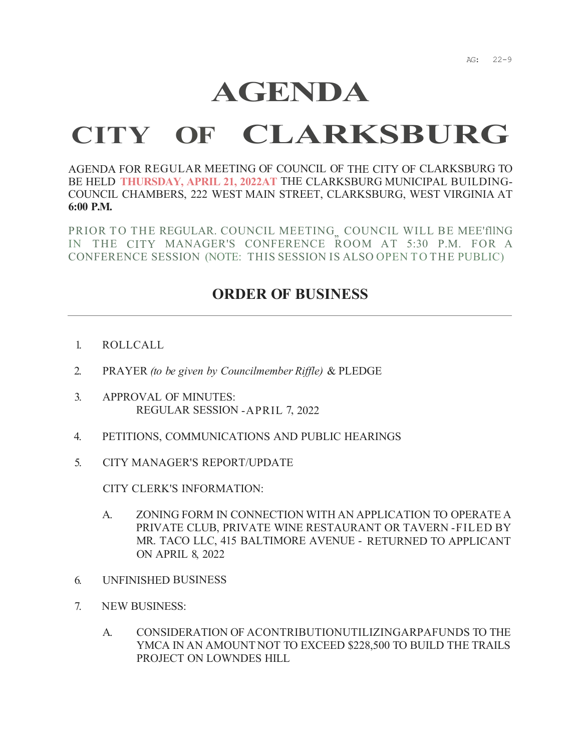AG: 22-9

# AGENDA

# CITY OF CLARKSBURG

AGENDA FOR REGULAR MEETING OF COUNCIL OF THE CITY OF CLARKSBURG TO BE HELD **THURSDAY, APRIL 21, 2022AT** THE CLARKSBURG MUNICIPAL BUILDING-COUNCIL CHAMBERS, 222 WEST MAIN STREET, CLARKSBURG, WEST VIRGINIA AT **6:00 P.M.**

PRIOR TO THE REGULAR. COUNCIL MEETING„ COUNCIL WILL BE MEE'fllNG IN THE CITY MANAGER'S CONFERENCE ROOM AT 5:30 P.M. FOR A CONFERENCE SESSION (NOTE: THIS SESSION IS ALSO OPEN TO THE PUBLIC)

## ORDER OF BUSINESS

---

1. ROLLCALL

2. PRAYER *(to be given by Councilmember Riffle)* & PLEDGE

3. APPROVAL OF MINUTES:
   REGULAR SESSION -APRIL 7, 2022

4. PETITIONS, COMMUNICATIONS AND PUBLIC HEARINGS

5. CITY MANAGER'S REPORT/UPDATE

   CITY CLERK'S INFORMATION:

   A. ZONING FORM IN CONNECTION WITH AN APPLICATION TO OPERATE A PRIVATE CLUB, PRIVATE WINE RESTAURANT OR TAVERN -FILED BY MR. TACO LLC, 415 BALTIMORE AVENUE - RETURNED TO APPLICANT ON APRIL 8, 2022

6. UNFINISHED BUSINESS

7. NEW BUSINESS:

   A. CONSIDERATION OF ACONTRIBUTIONUTILIZINGARPAFUNDS TO THE YMCA IN AN AMOUNT NOT TO EXCEED $228,500 TO BUILD THE TRAILS PROJECT ON LOWNDES HILL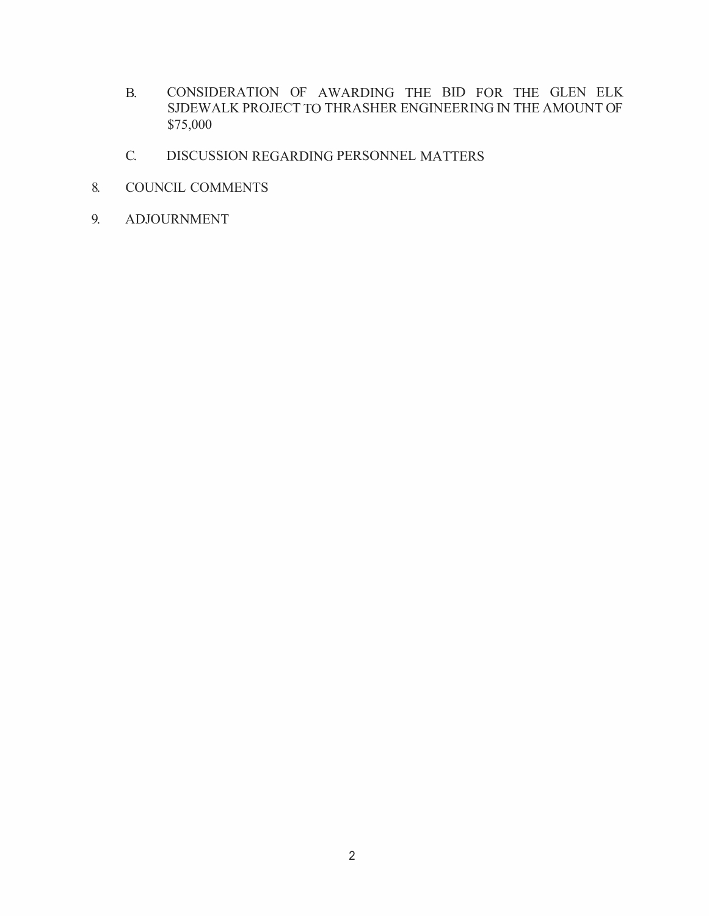B. CONSIDERATION OF AWARDING THE BID FOR THE GLEN ELK SJDEWALK PROJECT TO THRASHER ENGINEERING IN THE AMOUNT OF $75,000

C. DISCUSSION REGARDING PERSONNEL MATTERS

8. COUNCIL COMMENTS

9. ADJOURNMENT